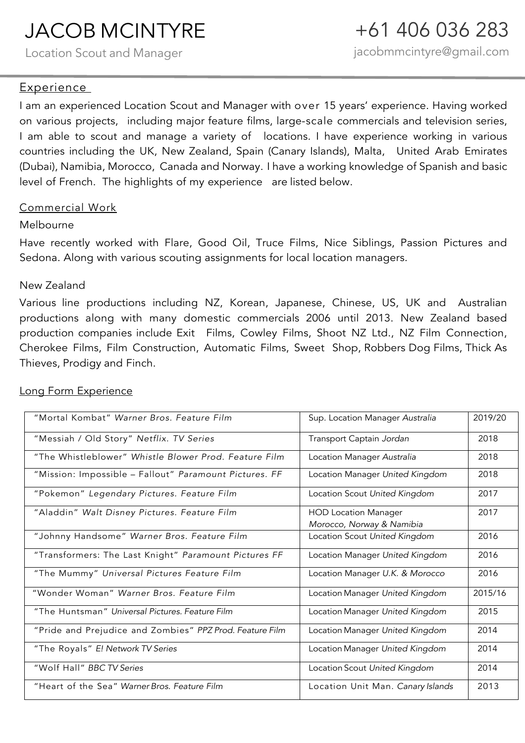# JACOB MCINTYRE

Location Scout and Manager

+61 406 036 283

jacobmmcintyre@gmail.com

## Experience

I am an experienced Location Scout and Manager with over 15 years' experience. Having worked on various projects, including major feature films, large-scale commercials and television series, I am able to scout and manage a variety of locations. I have experience working in various countries including the UK, New Zealand, Spain (Canary Islands), Malta, United Arab Emirates (Dubai), Namibia, Morocco, Canada and Norway. I have a working knowledge of Spanish and basic level of French. The highlights of my experience are listed below.

## Commercial Work

Melbourne

Have recently worked with Flare, Good Oil, Truce Films, Nice Siblings, Passion Pictures and Sedona. Along with various scouting assignments for local location managers.

New Zealand

Various line productions including NZ, Korean, Japanese, Chinese, US, UK and Australian productions along with many domestic commercials 2006 until 2013. New Zealand based production companies include Exit Films, Cowley Films, Shoot NZ Ltd., NZ Film Connection, Cherokee Films, Film Construction, Automatic Films, Sweet Shop, Robbers Dog Films, Thick As Thieves, Prodigy and Finch.

## Long Form Experience

| Project | Role | Year |
|---|---|---|
| "Mortal Kombat" *Warner Bros. Feature Film* | Sup. Location Manager *Australia* | 2019/20 |
| "Messiah / Old Story" *Netflix. TV Series* | Transport Captain *Jordan* | 2018 |
| "The Whistleblower" *Whistle Blower Prod. Feature Film* | Location Manager *Australia* | 2018 |
| "Mission: Impossible – Fallout" *Paramount Pictures. FF* | Location Manager *United Kingdom* | 2018 |
| "Pokemon" *Legendary Pictures. Feature Film* | Location Scout *United Kingdom* | 2017 |
| "Aladdin" *Walt Disney Pictures. Feature Film* | HOD Location Manager *Morocco, Norway & Namibia* | 2017 |
| "Johnny Handsome" *Warner Bros. Feature Film* | Location Scout *United Kingdom* | 2016 |
| "Transformers: The Last Knight" *Paramount Pictures FF* | Location Manager *United Kingdom* | 2016 |
| "The Mummy" *Universal Pictures Feature Film* | Location Manager *U.K. & Morocco* | 2016 |
| "Wonder Woman" *Warner Bros. Feature Film* | Location Manager *United Kingdom* | 2015/16 |
| "The Huntsman" *Universal Pictures. Feature Film* | Location Manager *United Kingdom* | 2015 |
| "Pride and Prejudice and Zombies" *PPZ Prod. Feature Film* | Location Manager *United Kingdom* | 2014 |
| "The Royals" *E! Network TV Series* | Location Manager *United Kingdom* | 2014 |
| "Wolf Hall" *BBC TV Series* | Location Scout *United Kingdom* | 2014 |
| "Heart of the Sea" *Warner Bros. Feature Film* | Location Unit Man. *Canary Islands* | 2013 |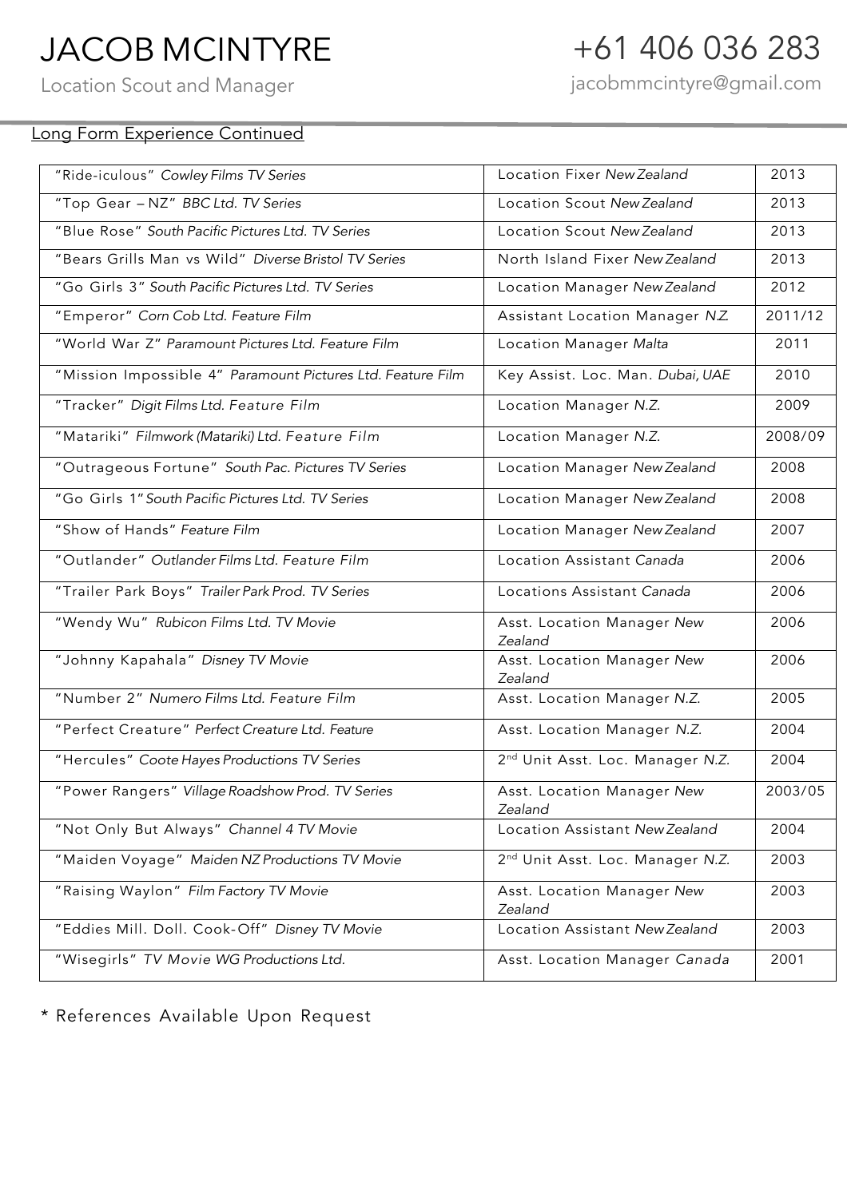# JACOB MCINTYRE

Location Scout and Manager

+61 406 036 283

jacobmmcintyre@gmail.com

Long Form Experience Continued

| | | |
|---|---|---|
| "Ride-iculous" *Cowley Films TV Series* | Location Fixer *New Zealand* | 2013 |
| "Top Gear – NZ" *BBC Ltd. TV Series* | Location Scout *New Zealand* | 2013 |
| "Blue Rose" *South Pacific Pictures Ltd. TV Series* | Location Scout *New Zealand* | 2013 |
| "Bears Grills Man vs Wild" *Diverse Bristol TV Series* | North Island Fixer *New Zealand* | 2013 |
| "Go Girls 3" *South Pacific Pictures Ltd. TV Series* | Location Manager *New Zealand* | 2012 |
| "Emperor" *Corn Cob Ltd. Feature Film* | Assistant Location Manager *N.Z.* | 2011/12 |
| "World War Z" *Paramount Pictures Ltd. Feature Film* | Location Manager *Malta* | 2011 |
| "Mission Impossible 4" *Paramount Pictures Ltd. Feature Film* | Key Assist. Loc. Man. *Dubai, UAE* | 2010 |
| "Tracker" *Digit Films Ltd. Feature Film* | Location Manager *N.Z.* | 2009 |
| "Matariki" *Filmwork (Matariki) Ltd. Feature Film* | Location Manager *N.Z.* | 2008/09 |
| "Outrageous Fortune" *South Pac. Pictures TV Series* | Location Manager *New Zealand* | 2008 |
| "Go Girls 1" *South Pacific Pictures Ltd. TV Series* | Location Manager *New Zealand* | 2008 |
| "Show of Hands" *Feature Film* | Location Manager *New Zealand* | 2007 |
| "Outlander" *Outlander Films Ltd. Feature Film* | Location Assistant *Canada* | 2006 |
| "Trailer Park Boys" *Trailer Park Prod. TV Series* | Locations Assistant *Canada* | 2006 |
| "Wendy Wu" *Rubicon Films Ltd. TV Movie* | Asst. Location Manager *New Zealand* | 2006 |
| "Johnny Kapahala" *Disney TV Movie* | Asst. Location Manager *New Zealand* | 2006 |
| "Number 2" *Numero Films Ltd. Feature Film* | Asst. Location Manager *N.Z.* | 2005 |
| "Perfect Creature" *Perfect Creature Ltd. Feature* | Asst. Location Manager *N.Z.* | 2004 |
| "Hercules" *Coote Hayes Productions TV Series* | 2nd Unit Asst. Loc. Manager *N.Z.* | 2004 |
| "Power Rangers" *Village Roadshow Prod. TV Series* | Asst. Location Manager *New Zealand* | 2003/05 |
| "Not Only But Always" *Channel 4 TV Movie* | Location Assistant *New Zealand* | 2004 |
| "Maiden Voyage" *Maiden NZ Productions TV Movie* | 2nd Unit Asst. Loc. Manager *N.Z.* | 2003 |
| "Raising Waylon" *Film Factory TV Movie* | Asst. Location Manager *New Zealand* | 2003 |
| "Eddies Mill. Doll. Cook-Off" *Disney TV Movie* | Location Assistant *New Zealand* | 2003 |
| "Wisegirls" *TV Movie WG Productions Ltd.* | Asst. Location Manager *Canada* | 2001 |

* References Available Upon Request